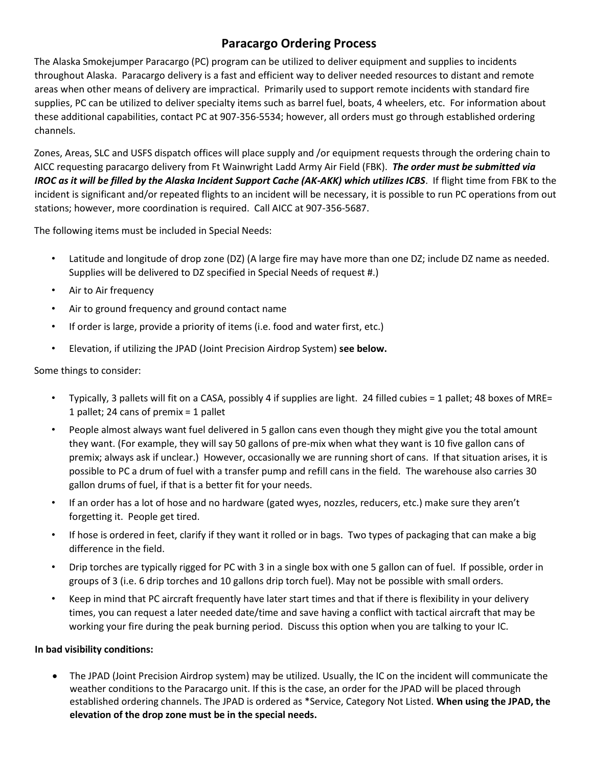# Paracargo Ordering Process

The Alaska Smokejumper Paracargo (PC) program can be utilized to deliver equipment and supplies to incidents throughout Alaska. Paracargo delivery is a fast and efficient way to deliver needed resources to distant and remote areas when other means of delivery are impractical. Primarily used to support remote incidents with standard fire supplies, PC can be utilized to deliver specialty items such as barrel fuel, boats, 4 wheelers, etc. For information about these additional capabilities, contact PC at 907-356-5534; however, all orders must go through established ordering channels.

Zones, Areas, SLC and USFS dispatch offices will place supply and /or equipment requests through the ordering chain to AICC requesting paracargo delivery from Ft Wainwright Ladd Army Air Field (FBK). ***The order must be submitted via IROC as it will be filled by the Alaska Incident Support Cache (AK-AKK) which utilizes ICBS***. If flight time from FBK to the incident is significant and/or repeated flights to an incident will be necessary, it is possible to run PC operations from out stations; however, more coordination is required. Call AICC at 907-356-5687.

The following items must be included in Special Needs:

- Latitude and longitude of drop zone (DZ) (A large fire may have more than one DZ; include DZ name as needed. Supplies will be delivered to DZ specified in Special Needs of request #.)
- Air to Air frequency
- Air to ground frequency and ground contact name
- If order is large, provide a priority of items (i.e. food and water first, etc.)
- Elevation, if utilizing the JPAD (Joint Precision Airdrop System) **see below.**

Some things to consider:

- Typically, 3 pallets will fit on a CASA, possibly 4 if supplies are light. 24 filled cubies = 1 pallet; 48 boxes of MRE= 1 pallet; 24 cans of premix = 1 pallet
- People almost always want fuel delivered in 5 gallon cans even though they might give you the total amount they want. (For example, they will say 50 gallons of pre-mix when what they want is 10 five gallon cans of premix; always ask if unclear.) However, occasionally we are running short of cans. If that situation arises, it is possible to PC a drum of fuel with a transfer pump and refill cans in the field. The warehouse also carries 30 gallon drums of fuel, if that is a better fit for your needs.
- If an order has a lot of hose and no hardware (gated wyes, nozzles, reducers, etc.) make sure they aren't forgetting it. People get tired.
- If hose is ordered in feet, clarify if they want it rolled or in bags. Two types of packaging that can make a big difference in the field.
- Drip torches are typically rigged for PC with 3 in a single box with one 5 gallon can of fuel. If possible, order in groups of 3 (i.e. 6 drip torches and 10 gallons drip torch fuel). May not be possible with small orders.
- Keep in mind that PC aircraft frequently have later start times and that if there is flexibility in your delivery times, you can request a later needed date/time and save having a conflict with tactical aircraft that may be working your fire during the peak burning period. Discuss this option when you are talking to your IC.

**In bad visibility conditions:**

- The JPAD (Joint Precision Airdrop system) may be utilized. Usually, the IC on the incident will communicate the weather conditions to the Paracargo unit. If this is the case, an order for the JPAD will be placed through established ordering channels. The JPAD is ordered as *Service, Category Not Listed. **When using the JPAD, the elevation of the drop zone must be in the special needs.**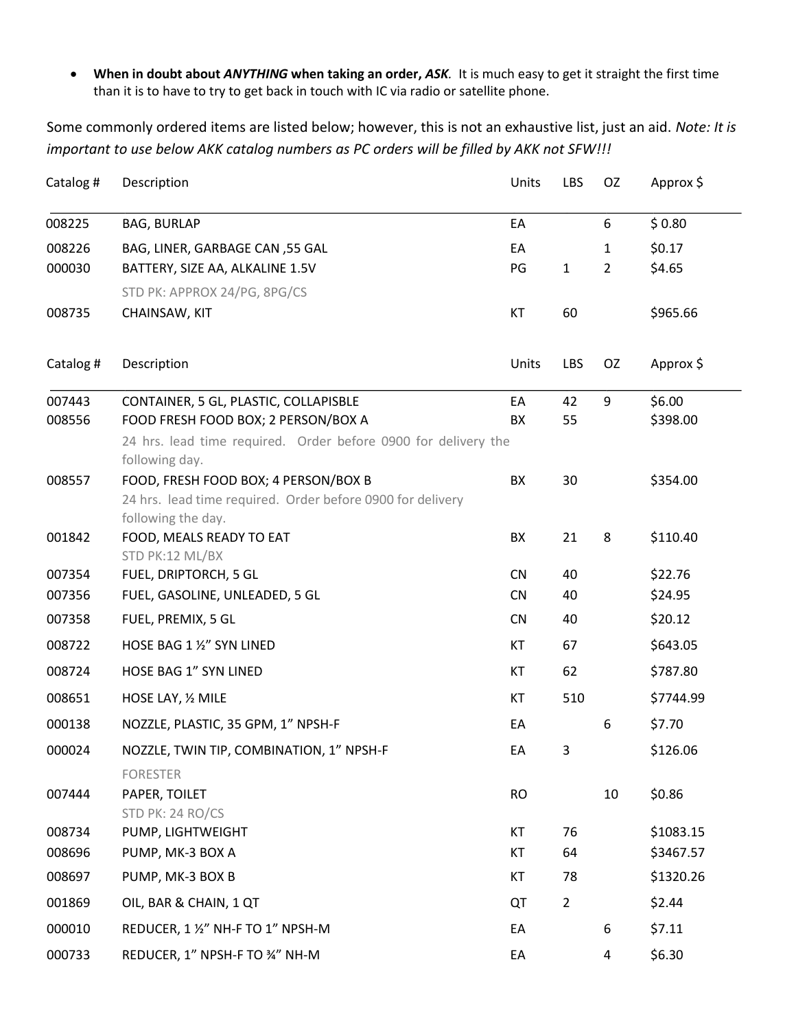- **When in doubt about *ANYTHING* when taking an order, *ASK*.** It is much easy to get it straight the first time than it is to have to try to get back in touch with IC via radio or satellite phone.

Some commonly ordered items are listed below; however, this is not an exhaustive list, just an aid. *Note: It is important to use below AKK catalog numbers as PC orders will be filled by AKK not SFW!!!*

| Catalog # | Description | Units | LBS | OZ | Approx $ |
|---|---|---|---|---|---|
| 008225 | BAG, BURLAP | EA | | 6 | $ 0.80 |
| 008226 | BAG, LINER, GARBAGE CAN ,55 GAL | EA | | 1 | $0.17 |
| 000030 | BATTERY, SIZE AA, ALKALINE 1.5V<br>STD PK: APPROX 24/PG, 8PG/CS | PG | 1 | 2 | $4.65 |
| 008735 | CHAINSAW, KIT | KT | 60 | | $965.66 |

| Catalog # | Description | Units | LBS | OZ | Approx $ |
|---|---|---|---|---|---|
| 007443 | CONTAINER, 5 GL, PLASTIC, COLLAPISBLE | EA | 42 | 9 | $6.00 |
| 008556 | FOOD FRESH FOOD BOX; 2 PERSON/BOX A<br>24 hrs. lead time required. Order before 0900 for delivery the following day. | BX | 55 | | $398.00 |
| 008557 | FOOD, FRESH FOOD BOX; 4 PERSON/BOX B<br>24 hrs. lead time required. Order before 0900 for delivery following the day. | BX | 30 | | $354.00 |
| 001842 | FOOD, MEALS READY TO EAT<br>STD PK:12 ML/BX | BX | 21 | 8 | $110.40 |
| 007354 | FUEL, DRIPTORCH, 5 GL | CN | 40 | | $22.76 |
| 007356 | FUEL, GASOLINE, UNLEADED, 5 GL | CN | 40 | | $24.95 |
| 007358 | FUEL, PREMIX, 5 GL | CN | 40 | | $20.12 |
| 008722 | HOSE BAG 1 ½" SYN LINED | KT | 67 | | $643.05 |
| 008724 | HOSE BAG 1" SYN LINED | KT | 62 | | $787.80 |
| 008651 | HOSE LAY, ½ MILE | KT | 510 | | $7744.99 |
| 000138 | NOZZLE, PLASTIC, 35 GPM, 1" NPSH-F | EA | | 6 | $7.70 |
| 000024 | NOZZLE, TWIN TIP, COMBINATION, 1" NPSH-F<br>FORESTER | EA | 3 | | $126.06 |
| 007444 | PAPER, TOILET<br>STD PK: 24 RO/CS | RO | | 10 | $0.86 |
| 008734 | PUMP, LIGHTWEIGHT | KT | 76 | | $1083.15 |
| 008696 | PUMP, MK-3 BOX A | KT | 64 | | $3467.57 |
| 008697 | PUMP, MK-3 BOX B | KT | 78 | | $1320.26 |
| 001869 | OIL, BAR & CHAIN, 1 QT | QT | 2 | | $2.44 |
| 000010 | REDUCER, 1 ½" NH-F TO 1" NPSH-M | EA | | 6 | $7.11 |
| 000733 | REDUCER, 1" NPSH-F TO ¾" NH-M | EA | | 4 | $6.30 |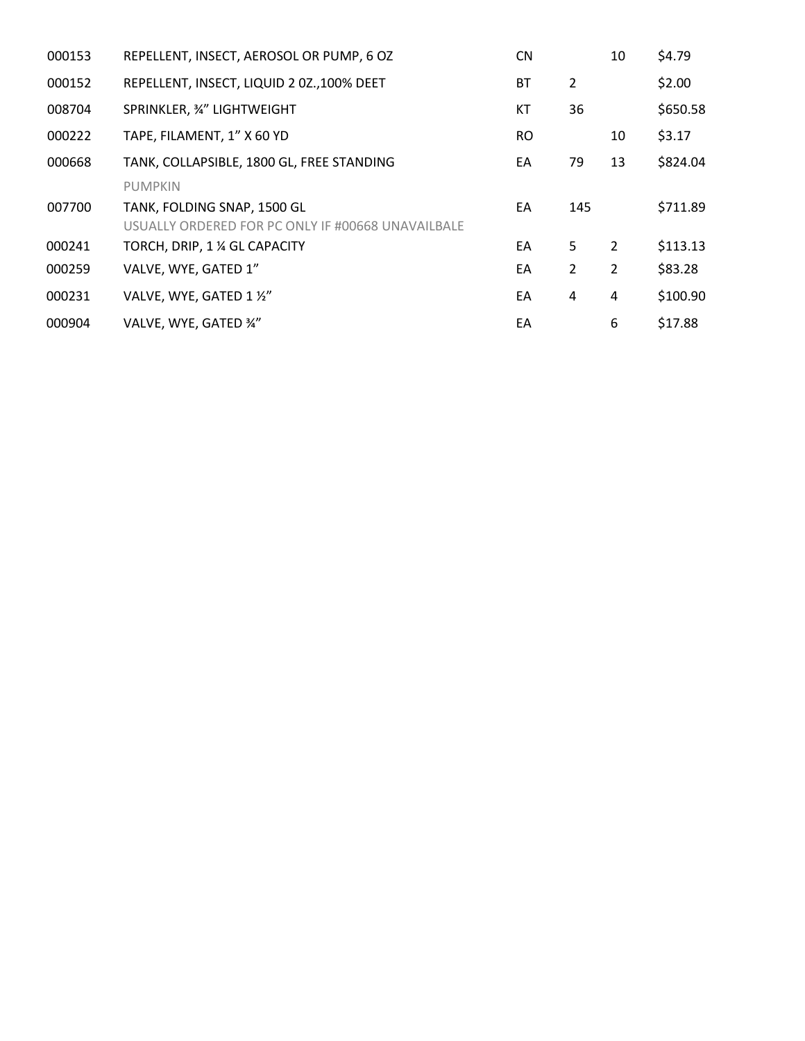| | | | | | |
|---|---|---|---|---|---|
| 000153 | REPELLENT, INSECT, AEROSOL OR PUMP, 6 OZ | CN | | 10 | \$4.79 |
| 000152 | REPELLENT, INSECT, LIQUID 2 0Z.,100% DEET | BT | 2 | | \$2.00 |
| 008704 | SPRINKLER, ¾" LIGHTWEIGHT | KT | 36 | | \$650.58 |
| 000222 | TAPE, FILAMENT, 1" X 60 YD | RO | | 10 | \$3.17 |
| 000668 | TANK, COLLAPSIBLE, 1800 GL, FREE STANDING | EA | 79 | 13 | \$824.04 |
| | PUMPKIN | | | | |
| 007700 | TANK, FOLDING SNAP, 1500 GL | EA | 145 | | \$711.89 |
| | USUALLY ORDERED FOR PC ONLY IF #00668 UNAVAILBALE | | | | |
| 000241 | TORCH, DRIP, 1 ¼ GL CAPACITY | EA | 5 | 2 | \$113.13 |
| 000259 | VALVE, WYE, GATED 1" | EA | 2 | 2 | \$83.28 |
| 000231 | VALVE, WYE, GATED 1 ½" | EA | 4 | 4 | \$100.90 |
| 000904 | VALVE, WYE, GATED ¾" | EA | | 6 | \$17.88 |